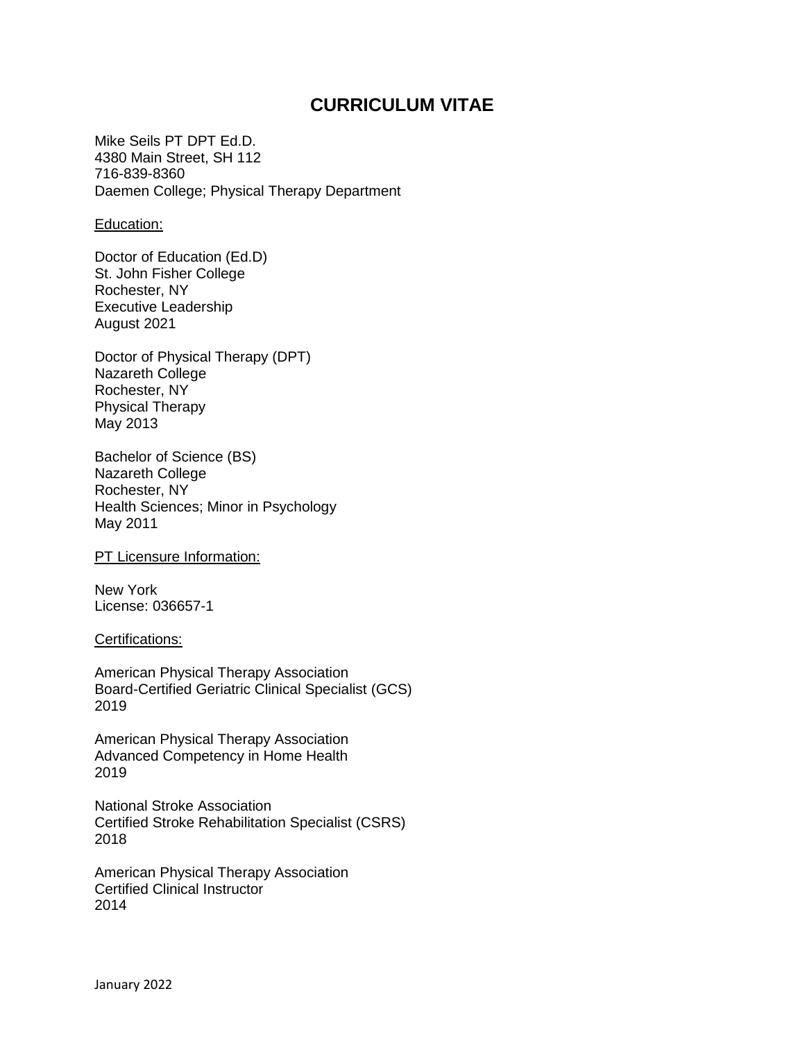# CURRICULUM VITAE

Mike Seils PT DPT Ed.D.
4380 Main Street, SH 112
716-839-8360
Daemen College; Physical Therapy Department

## Education:

Doctor of Education (Ed.D)
St. John Fisher College
Rochester, NY
Executive Leadership
August 2021

Doctor of Physical Therapy (DPT)
Nazareth College
Rochester, NY
Physical Therapy
May 2013

Bachelor of Science (BS)
Nazareth College
Rochester, NY
Health Sciences; Minor in Psychology
May 2011

## PT Licensure Information:

New York
License: 036657-1

## Certifications:

American Physical Therapy Association
Board-Certified Geriatric Clinical Specialist (GCS)
2019

American Physical Therapy Association
Advanced Competency in Home Health
2019

National Stroke Association
Certified Stroke Rehabilitation Specialist (CSRS)
2018

American Physical Therapy Association
Certified Clinical Instructor
2014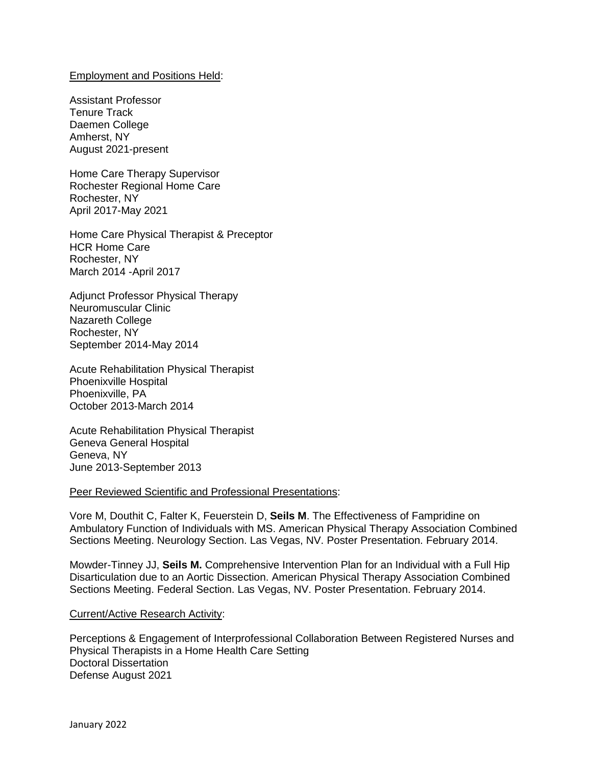Employment and Positions Held:

Assistant Professor  
Tenure Track  
Daemen College  
Amherst, NY  
August 2021-present

Home Care Therapy Supervisor  
Rochester Regional Home Care  
Rochester, NY  
April 2017-May 2021

Home Care Physical Therapist & Preceptor  
HCR Home Care  
Rochester, NY  
March 2014 -April 2017

Adjunct Professor Physical Therapy  
Neuromuscular Clinic  
Nazareth College  
Rochester, NY  
September 2014-May 2014

Acute Rehabilitation Physical Therapist  
Phoenixville Hospital  
Phoenixville, PA  
October 2013-March 2014

Acute Rehabilitation Physical Therapist  
Geneva General Hospital  
Geneva, NY  
June 2013-September 2013

Peer Reviewed Scientific and Professional Presentations:

Vore M, Douthit C, Falter K, Feuerstein D, **Seils M**. The Effectiveness of Fampridine on Ambulatory Function of Individuals with MS. American Physical Therapy Association Combined Sections Meeting. Neurology Section. Las Vegas, NV. Poster Presentation. February 2014.

Mowder-Tinney JJ, **Seils M.** Comprehensive Intervention Plan for an Individual with a Full Hip Disarticulation due to an Aortic Dissection. American Physical Therapy Association Combined Sections Meeting. Federal Section. Las Vegas, NV. Poster Presentation. February 2014.

Current/Active Research Activity:

Perceptions & Engagement of Interprofessional Collaboration Between Registered Nurses and Physical Therapists in a Home Health Care Setting  
Doctoral Dissertation  
Defense August 2021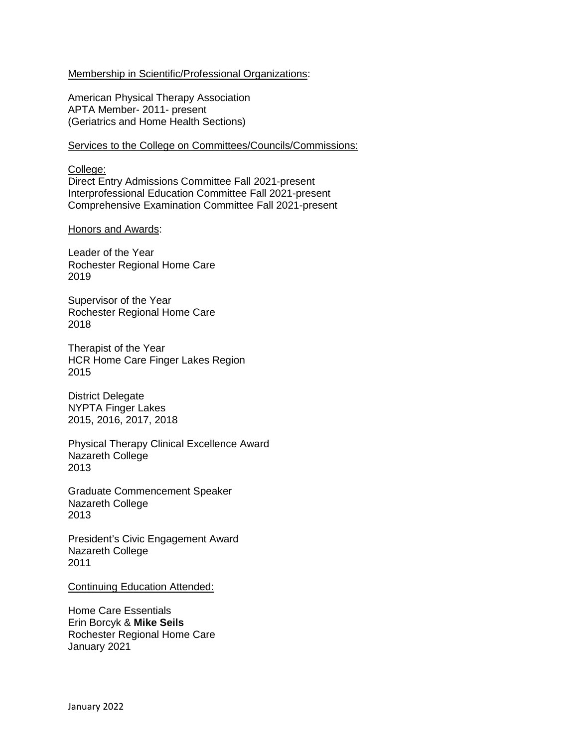Membership in Scientific/Professional Organizations:

American Physical Therapy Association
APTA Member- 2011- present
(Geriatrics and Home Health Sections)

Services to the College on Committees/Councils/Commissions:

College:
Direct Entry Admissions Committee Fall 2021-present
Interprofessional Education Committee Fall 2021-present
Comprehensive Examination Committee Fall 2021-present

Honors and Awards:

Leader of the Year
Rochester Regional Home Care
2019

Supervisor of the Year
Rochester Regional Home Care
2018

Therapist of the Year
HCR Home Care Finger Lakes Region
2015

District Delegate
NYPTA Finger Lakes
2015, 2016, 2017, 2018

Physical Therapy Clinical Excellence Award
Nazareth College
2013

Graduate Commencement Speaker
Nazareth College
2013

President's Civic Engagement Award
Nazareth College
2011

Continuing Education Attended:

Home Care Essentials
Erin Borcyk & **Mike Seils**
Rochester Regional Home Care
January 2021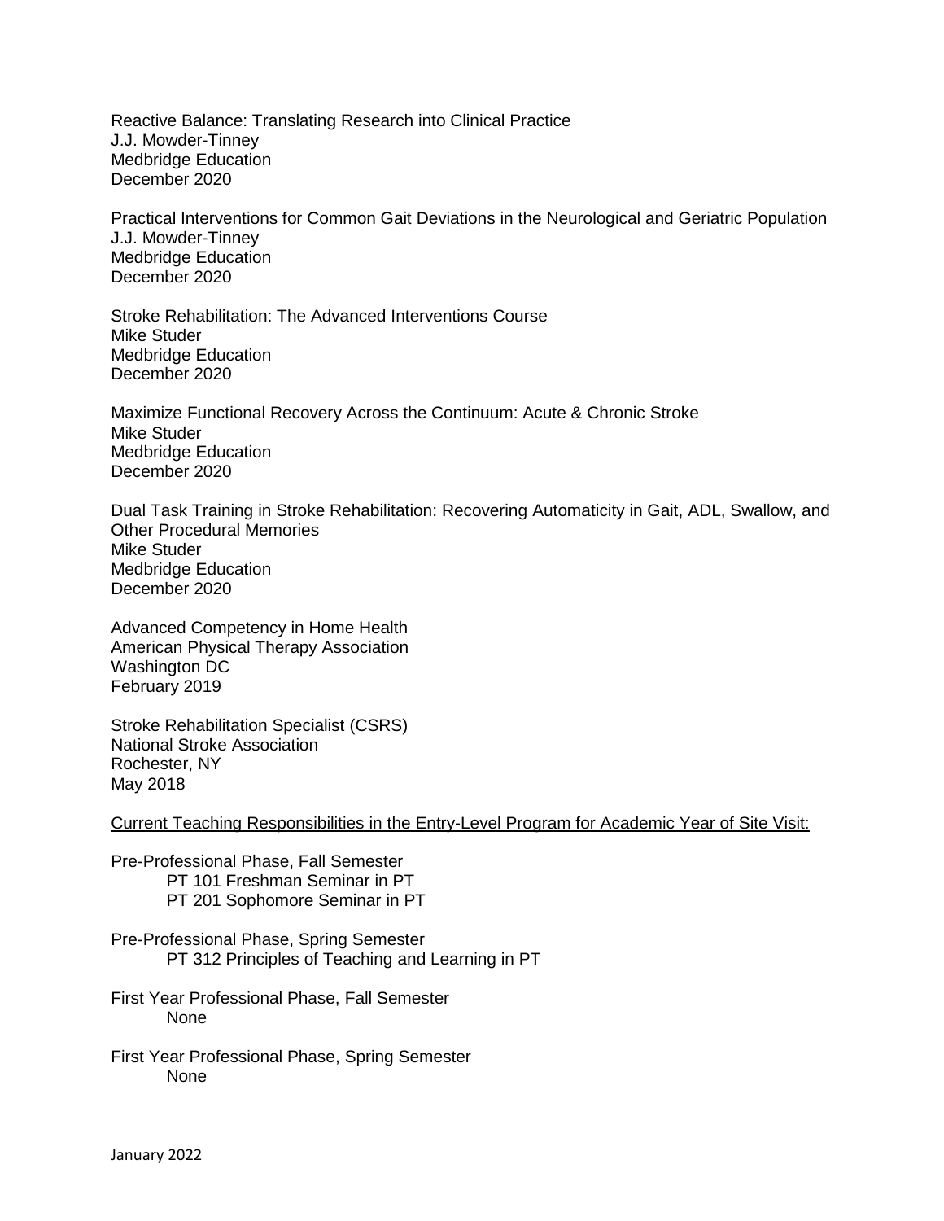Reactive Balance: Translating Research into Clinical Practice
J.J. Mowder-Tinney
Medbridge Education
December 2020

Practical Interventions for Common Gait Deviations in the Neurological and Geriatric Population
J.J. Mowder-Tinney
Medbridge Education
December 2020

Stroke Rehabilitation: The Advanced Interventions Course
Mike Studer
Medbridge Education
December 2020

Maximize Functional Recovery Across the Continuum: Acute & Chronic Stroke
Mike Studer
Medbridge Education
December 2020

Dual Task Training in Stroke Rehabilitation: Recovering Automaticity in Gait, ADL, Swallow, and Other Procedural Memories
Mike Studer
Medbridge Education
December 2020

Advanced Competency in Home Health
American Physical Therapy Association
Washington DC
February 2019

Stroke Rehabilitation Specialist (CSRS)
National Stroke Association
Rochester, NY
May 2018

<u>Current Teaching Responsibilities in the Entry-Level Program for Academic Year of Site Visit:</u>

Pre-Professional Phase, Fall Semester
- PT 101 Freshman Seminar in PT
- PT 201 Sophomore Seminar in PT

Pre-Professional Phase, Spring Semester
- PT 312 Principles of Teaching and Learning in PT

First Year Professional Phase, Fall Semester
- None

First Year Professional Phase, Spring Semester
- None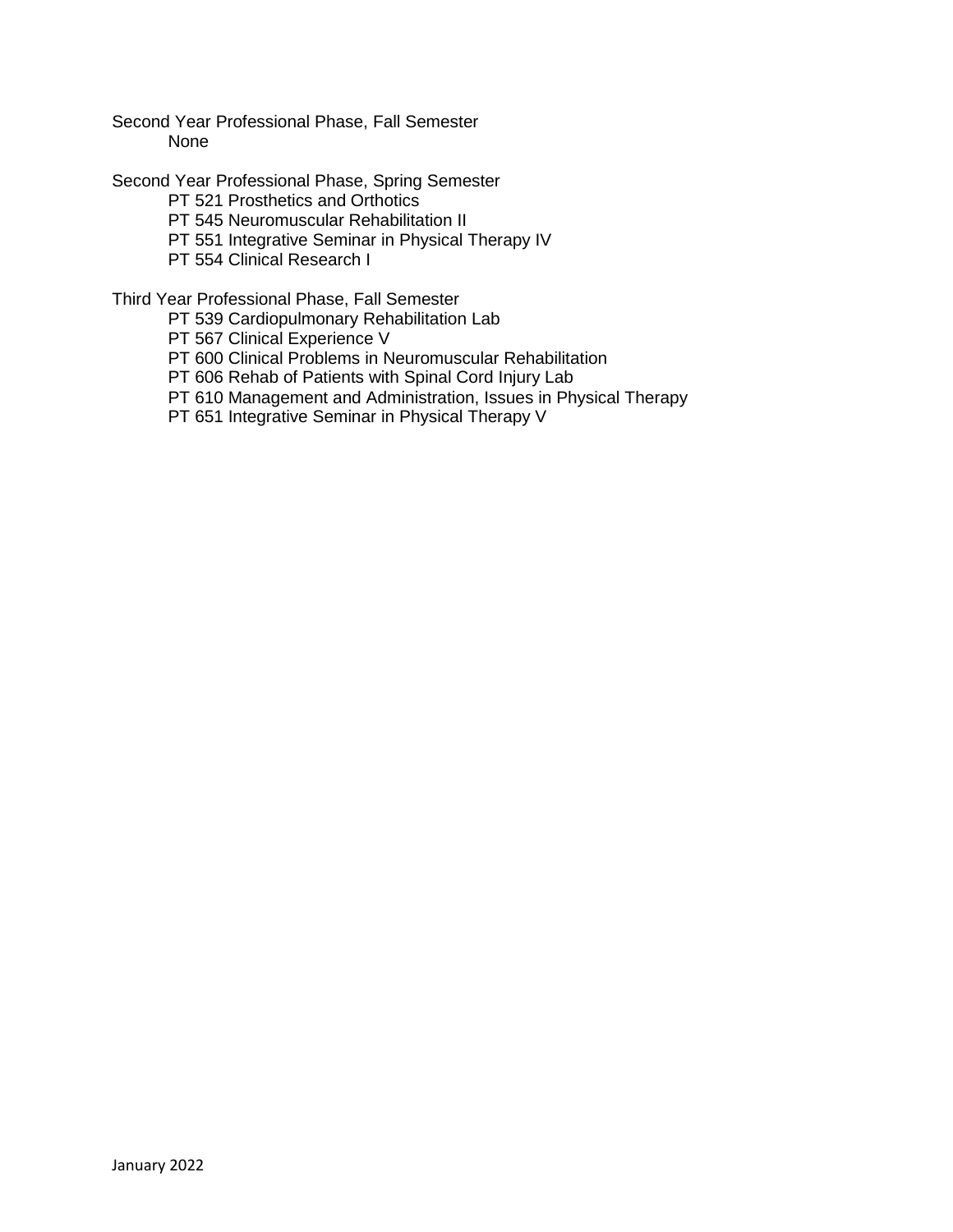Second Year Professional Phase, Fall Semester

- None

Second Year Professional Phase, Spring Semester

- PT 521 Prosthetics and Orthotics
- PT 545 Neuromuscular Rehabilitation II
- PT 551 Integrative Seminar in Physical Therapy IV
- PT 554 Clinical Research I

Third Year Professional Phase, Fall Semester

- PT 539 Cardiopulmonary Rehabilitation Lab
- PT 567 Clinical Experience V
- PT 600 Clinical Problems in Neuromuscular Rehabilitation
- PT 606 Rehab of Patients with Spinal Cord Injury Lab
- PT 610 Management and Administration, Issues in Physical Therapy
- PT 651 Integrative Seminar in Physical Therapy V